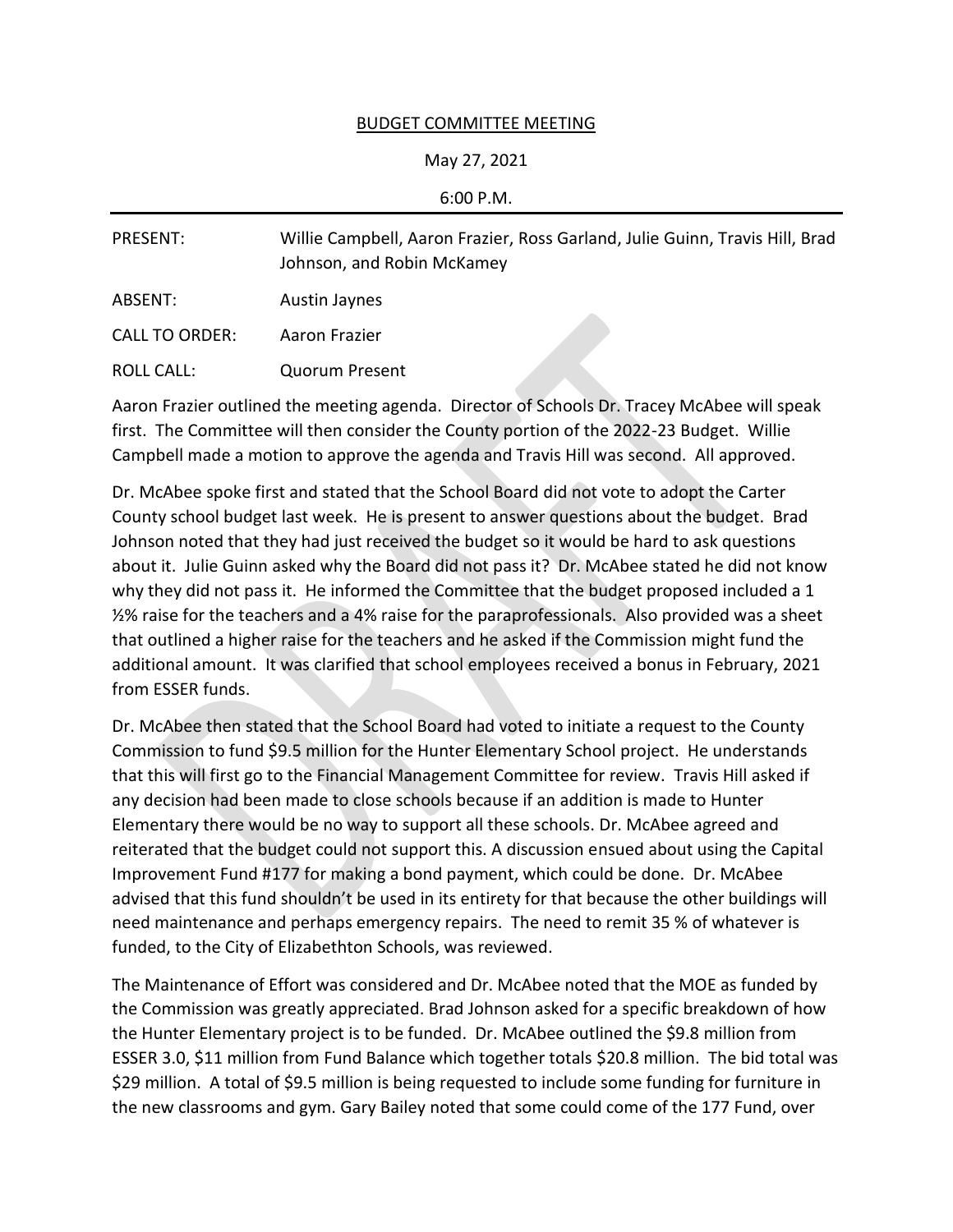# BUDGET COMMITTEE MEETING

May 27, 2021

6:00 P.M.

| | |
|---|---|
| PRESENT: | Willie Campbell, Aaron Frazier, Ross Garland, Julie Guinn, Travis Hill, Brad Johnson, and Robin McKamey |
| ABSENT: | Austin Jaynes |
| CALL TO ORDER: | Aaron Frazier |
| ROLL CALL: | Quorum Present |

Aaron Frazier outlined the meeting agenda. Director of Schools Dr. Tracey McAbee will speak first. The Committee will then consider the County portion of the 2022-23 Budget. Willie Campbell made a motion to approve the agenda and Travis Hill was second. All approved.

Dr. McAbee spoke first and stated that the School Board did not vote to adopt the Carter County school budget last week. He is present to answer questions about the budget. Brad Johnson noted that they had just received the budget so it would be hard to ask questions about it. Julie Guinn asked why the Board did not pass it? Dr. McAbee stated he did not know why they did not pass it. He informed the Committee that the budget proposed included a 1 ½% raise for the teachers and a 4% raise for the paraprofessionals. Also provided was a sheet that outlined a higher raise for the teachers and he asked if the Commission might fund the additional amount. It was clarified that school employees received a bonus in February, 2021 from ESSER funds.

Dr. McAbee then stated that the School Board had voted to initiate a request to the County Commission to fund $9.5 million for the Hunter Elementary School project. He understands that this will first go to the Financial Management Committee for review. Travis Hill asked if any decision had been made to close schools because if an addition is made to Hunter Elementary there would be no way to support all these schools. Dr. McAbee agreed and reiterated that the budget could not support this. A discussion ensued about using the Capital Improvement Fund #177 for making a bond payment, which could be done. Dr. McAbee advised that this fund shouldn't be used in its entirety for that because the other buildings will need maintenance and perhaps emergency repairs. The need to remit 35 % of whatever is funded, to the City of Elizabethton Schools, was reviewed.

The Maintenance of Effort was considered and Dr. McAbee noted that the MOE as funded by the Commission was greatly appreciated. Brad Johnson asked for a specific breakdown of how the Hunter Elementary project is to be funded. Dr. McAbee outlined the $9.8 million from ESSER 3.0, $11 million from Fund Balance which together totals $20.8 million. The bid total was $29 million. A total of $9.5 million is being requested to include some funding for furniture in the new classrooms and gym. Gary Bailey noted that some could come of the 177 Fund, over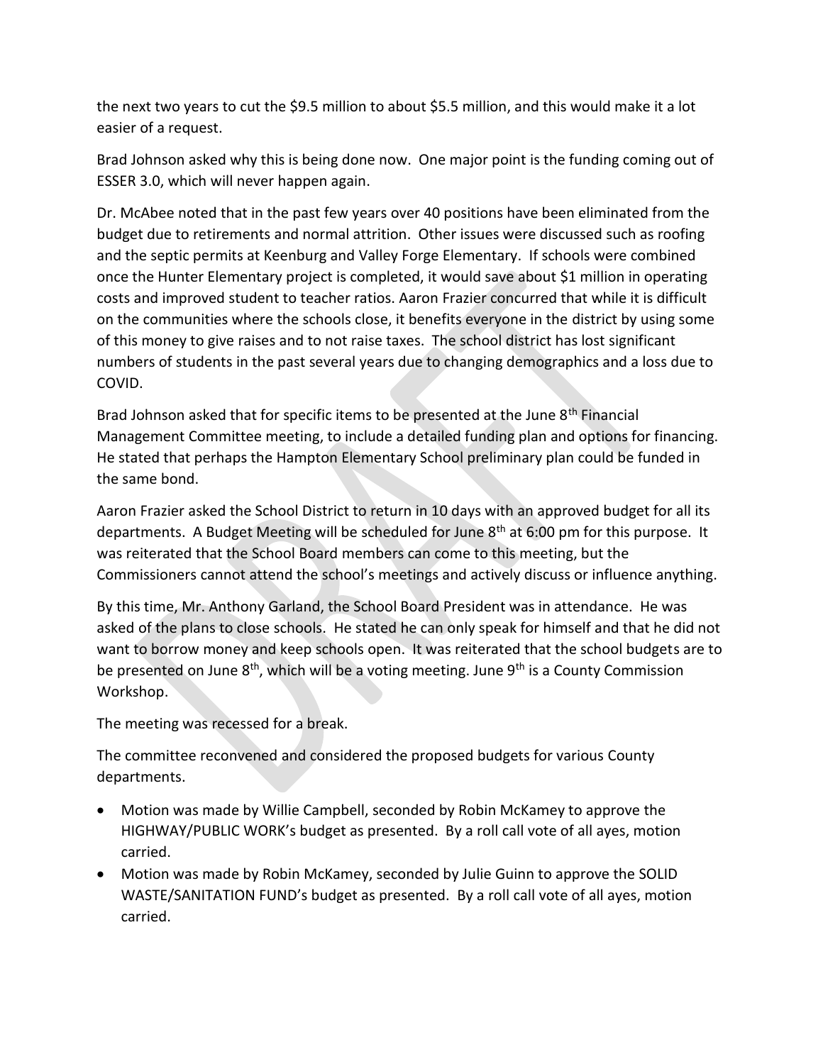the next two years to cut the $9.5 million to about $5.5 million, and this would make it a lot easier of a request.

Brad Johnson asked why this is being done now. One major point is the funding coming out of ESSER 3.0, which will never happen again.

Dr. McAbee noted that in the past few years over 40 positions have been eliminated from the budget due to retirements and normal attrition. Other issues were discussed such as roofing and the septic permits at Keenburg and Valley Forge Elementary. If schools were combined once the Hunter Elementary project is completed, it would save about $1 million in operating costs and improved student to teacher ratios. Aaron Frazier concurred that while it is difficult on the communities where the schools close, it benefits everyone in the district by using some of this money to give raises and to not raise taxes. The school district has lost significant numbers of students in the past several years due to changing demographics and a loss due to COVID.

Brad Johnson asked that for specific items to be presented at the June 8th Financial Management Committee meeting, to include a detailed funding plan and options for financing. He stated that perhaps the Hampton Elementary School preliminary plan could be funded in the same bond.

Aaron Frazier asked the School District to return in 10 days with an approved budget for all its departments. A Budget Meeting will be scheduled for June 8th at 6:00 pm for this purpose. It was reiterated that the School Board members can come to this meeting, but the Commissioners cannot attend the school's meetings and actively discuss or influence anything.

By this time, Mr. Anthony Garland, the School Board President was in attendance. He was asked of the plans to close schools. He stated he can only speak for himself and that he did not want to borrow money and keep schools open. It was reiterated that the school budgets are to be presented on June 8th, which will be a voting meeting. June 9th is a County Commission Workshop.

The meeting was recessed for a break.

The committee reconvened and considered the proposed budgets for various County departments.

- Motion was made by Willie Campbell, seconded by Robin McKamey to approve the HIGHWAY/PUBLIC WORK's budget as presented. By a roll call vote of all ayes, motion carried.
- Motion was made by Robin McKamey, seconded by Julie Guinn to approve the SOLID WASTE/SANITATION FUND's budget as presented. By a roll call vote of all ayes, motion carried.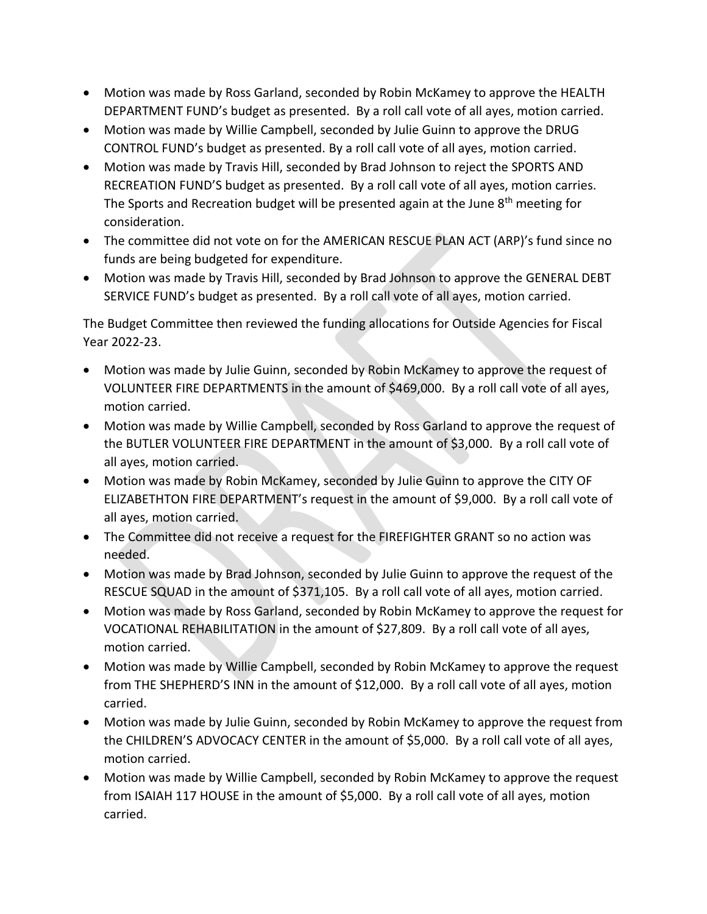- Motion was made by Ross Garland, seconded by Robin McKamey to approve the HEALTH DEPARTMENT FUND's budget as presented. By a roll call vote of all ayes, motion carried.
- Motion was made by Willie Campbell, seconded by Julie Guinn to approve the DRUG CONTROL FUND's budget as presented. By a roll call vote of all ayes, motion carried.
- Motion was made by Travis Hill, seconded by Brad Johnson to reject the SPORTS AND RECREATION FUND'S budget as presented. By a roll call vote of all ayes, motion carries. The Sports and Recreation budget will be presented again at the June 8th meeting for consideration.
- The committee did not vote on for the AMERICAN RESCUE PLAN ACT (ARP)'s fund since no funds are being budgeted for expenditure.
- Motion was made by Travis Hill, seconded by Brad Johnson to approve the GENERAL DEBT SERVICE FUND's budget as presented. By a roll call vote of all ayes, motion carried.

The Budget Committee then reviewed the funding allocations for Outside Agencies for Fiscal Year 2022-23.

- Motion was made by Julie Guinn, seconded by Robin McKamey to approve the request of VOLUNTEER FIRE DEPARTMENTS in the amount of $469,000. By a roll call vote of all ayes, motion carried.
- Motion was made by Willie Campbell, seconded by Ross Garland to approve the request of the BUTLER VOLUNTEER FIRE DEPARTMENT in the amount of $3,000. By a roll call vote of all ayes, motion carried.
- Motion was made by Robin McKamey, seconded by Julie Guinn to approve the CITY OF ELIZABETHTON FIRE DEPARTMENT's request in the amount of $9,000. By a roll call vote of all ayes, motion carried.
- The Committee did not receive a request for the FIREFIGHTER GRANT so no action was needed.
- Motion was made by Brad Johnson, seconded by Julie Guinn to approve the request of the RESCUE SQUAD in the amount of $371,105. By a roll call vote of all ayes, motion carried.
- Motion was made by Ross Garland, seconded by Robin McKamey to approve the request for VOCATIONAL REHABILITATION in the amount of $27,809. By a roll call vote of all ayes, motion carried.
- Motion was made by Willie Campbell, seconded by Robin McKamey to approve the request from THE SHEPHERD'S INN in the amount of $12,000. By a roll call vote of all ayes, motion carried.
- Motion was made by Julie Guinn, seconded by Robin McKamey to approve the request from the CHILDREN'S ADVOCACY CENTER in the amount of $5,000. By a roll call vote of all ayes, motion carried.
- Motion was made by Willie Campbell, seconded by Robin McKamey to approve the request from ISAIAH 117 HOUSE in the amount of $5,000. By a roll call vote of all ayes, motion carried.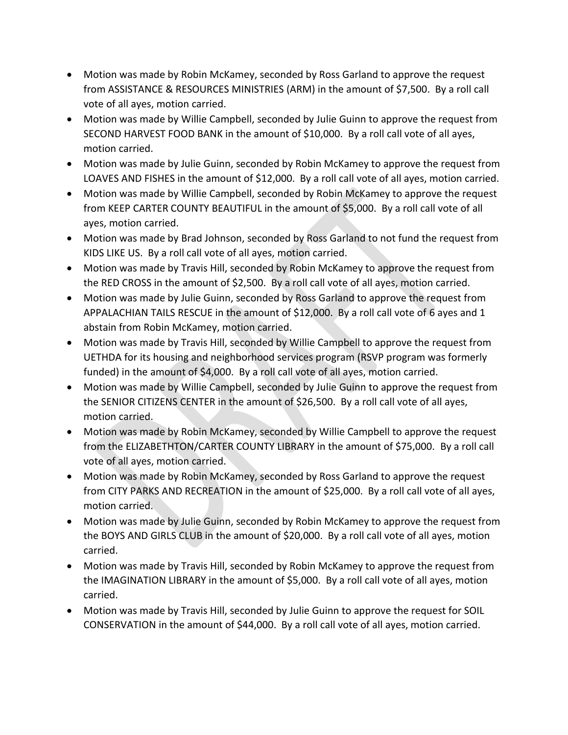- Motion was made by Robin McKamey, seconded by Ross Garland to approve the request from ASSISTANCE & RESOURCES MINISTRIES (ARM) in the amount of $7,500. By a roll call vote of all ayes, motion carried.
- Motion was made by Willie Campbell, seconded by Julie Guinn to approve the request from SECOND HARVEST FOOD BANK in the amount of $10,000. By a roll call vote of all ayes, motion carried.
- Motion was made by Julie Guinn, seconded by Robin McKamey to approve the request from LOAVES AND FISHES in the amount of $12,000. By a roll call vote of all ayes, motion carried.
- Motion was made by Willie Campbell, seconded by Robin McKamey to approve the request from KEEP CARTER COUNTY BEAUTIFUL in the amount of $5,000. By a roll call vote of all ayes, motion carried.
- Motion was made by Brad Johnson, seconded by Ross Garland to not fund the request from KIDS LIKE US. By a roll call vote of all ayes, motion carried.
- Motion was made by Travis Hill, seconded by Robin McKamey to approve the request from the RED CROSS in the amount of $2,500. By a roll call vote of all ayes, motion carried.
- Motion was made by Julie Guinn, seconded by Ross Garland to approve the request from APPALACHIAN TAILS RESCUE in the amount of $12,000. By a roll call vote of 6 ayes and 1 abstain from Robin McKamey, motion carried.
- Motion was made by Travis Hill, seconded by Willie Campbell to approve the request from UETHDA for its housing and neighborhood services program (RSVP program was formerly funded) in the amount of $4,000. By a roll call vote of all ayes, motion carried.
- Motion was made by Willie Campbell, seconded by Julie Guinn to approve the request from the SENIOR CITIZENS CENTER in the amount of $26,500. By a roll call vote of all ayes, motion carried.
- Motion was made by Robin McKamey, seconded by Willie Campbell to approve the request from the ELIZABETHTON/CARTER COUNTY LIBRARY in the amount of $75,000. By a roll call vote of all ayes, motion carried.
- Motion was made by Robin McKamey, seconded by Ross Garland to approve the request from CITY PARKS AND RECREATION in the amount of $25,000. By a roll call vote of all ayes, motion carried.
- Motion was made by Julie Guinn, seconded by Robin McKamey to approve the request from the BOYS AND GIRLS CLUB in the amount of $20,000. By a roll call vote of all ayes, motion carried.
- Motion was made by Travis Hill, seconded by Robin McKamey to approve the request from the IMAGINATION LIBRARY in the amount of $5,000. By a roll call vote of all ayes, motion carried.
- Motion was made by Travis Hill, seconded by Julie Guinn to approve the request for SOIL CONSERVATION in the amount of $44,000. By a roll call vote of all ayes, motion carried.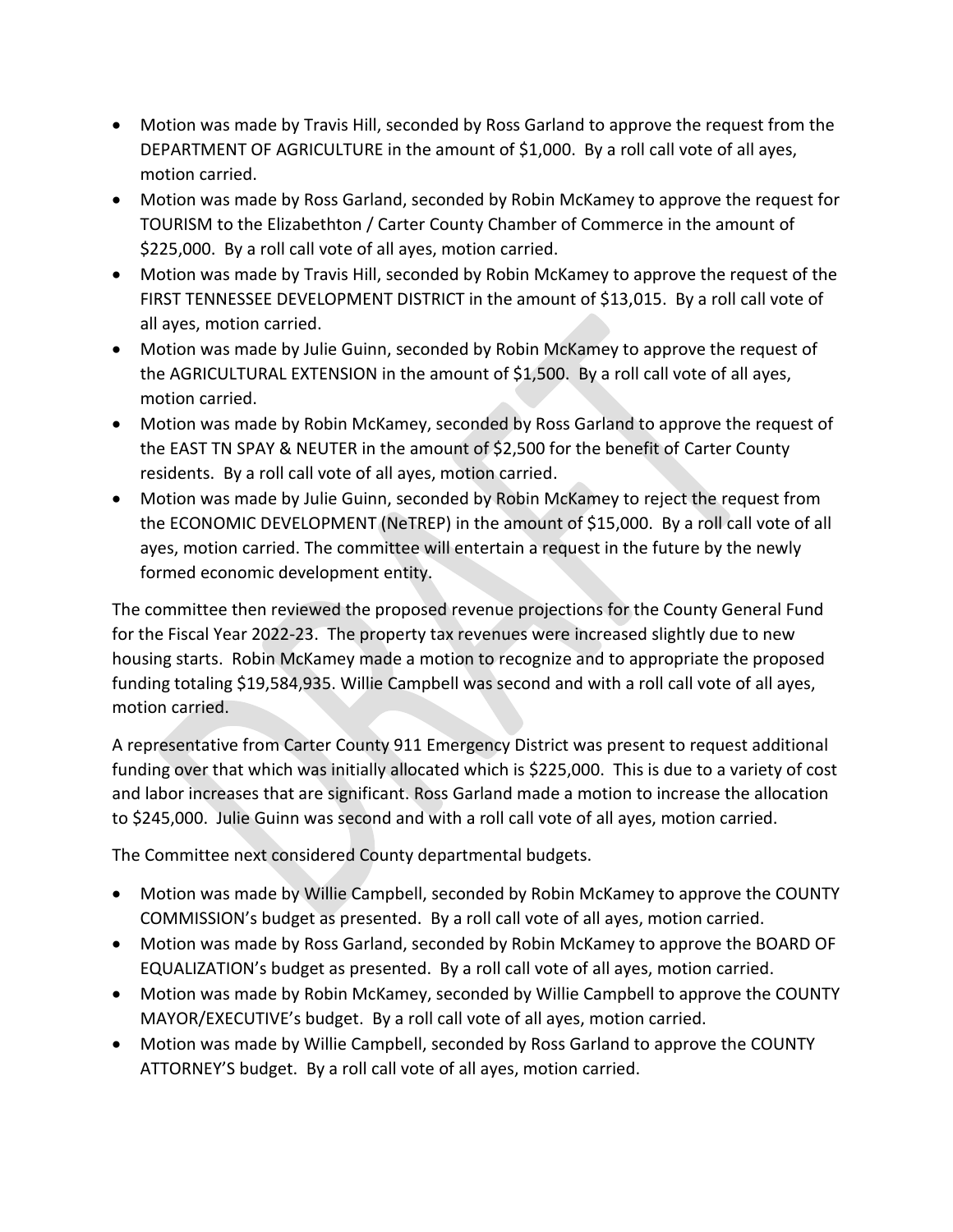- Motion was made by Travis Hill, seconded by Ross Garland to approve the request from the DEPARTMENT OF AGRICULTURE in the amount of $1,000. By a roll call vote of all ayes, motion carried.
- Motion was made by Ross Garland, seconded by Robin McKamey to approve the request for TOURISM to the Elizabethton / Carter County Chamber of Commerce in the amount of $225,000. By a roll call vote of all ayes, motion carried.
- Motion was made by Travis Hill, seconded by Robin McKamey to approve the request of the FIRST TENNESSEE DEVELOPMENT DISTRICT in the amount of $13,015. By a roll call vote of all ayes, motion carried.
- Motion was made by Julie Guinn, seconded by Robin McKamey to approve the request of the AGRICULTURAL EXTENSION in the amount of $1,500. By a roll call vote of all ayes, motion carried.
- Motion was made by Robin McKamey, seconded by Ross Garland to approve the request of the EAST TN SPAY & NEUTER in the amount of $2,500 for the benefit of Carter County residents. By a roll call vote of all ayes, motion carried.
- Motion was made by Julie Guinn, seconded by Robin McKamey to reject the request from the ECONOMIC DEVELOPMENT (NeTREP) in the amount of $15,000. By a roll call vote of all ayes, motion carried. The committee will entertain a request in the future by the newly formed economic development entity.

The committee then reviewed the proposed revenue projections for the County General Fund for the Fiscal Year 2022-23. The property tax revenues were increased slightly due to new housing starts. Robin McKamey made a motion to recognize and to appropriate the proposed funding totaling $19,584,935. Willie Campbell was second and with a roll call vote of all ayes, motion carried.

A representative from Carter County 911 Emergency District was present to request additional funding over that which was initially allocated which is $225,000. This is due to a variety of cost and labor increases that are significant. Ross Garland made a motion to increase the allocation to $245,000. Julie Guinn was second and with a roll call vote of all ayes, motion carried.

The Committee next considered County departmental budgets.

- Motion was made by Willie Campbell, seconded by Robin McKamey to approve the COUNTY COMMISSION's budget as presented. By a roll call vote of all ayes, motion carried.
- Motion was made by Ross Garland, seconded by Robin McKamey to approve the BOARD OF EQUALIZATION's budget as presented. By a roll call vote of all ayes, motion carried.
- Motion was made by Robin McKamey, seconded by Willie Campbell to approve the COUNTY MAYOR/EXECUTIVE's budget. By a roll call vote of all ayes, motion carried.
- Motion was made by Willie Campbell, seconded by Ross Garland to approve the COUNTY ATTORNEY'S budget. By a roll call vote of all ayes, motion carried.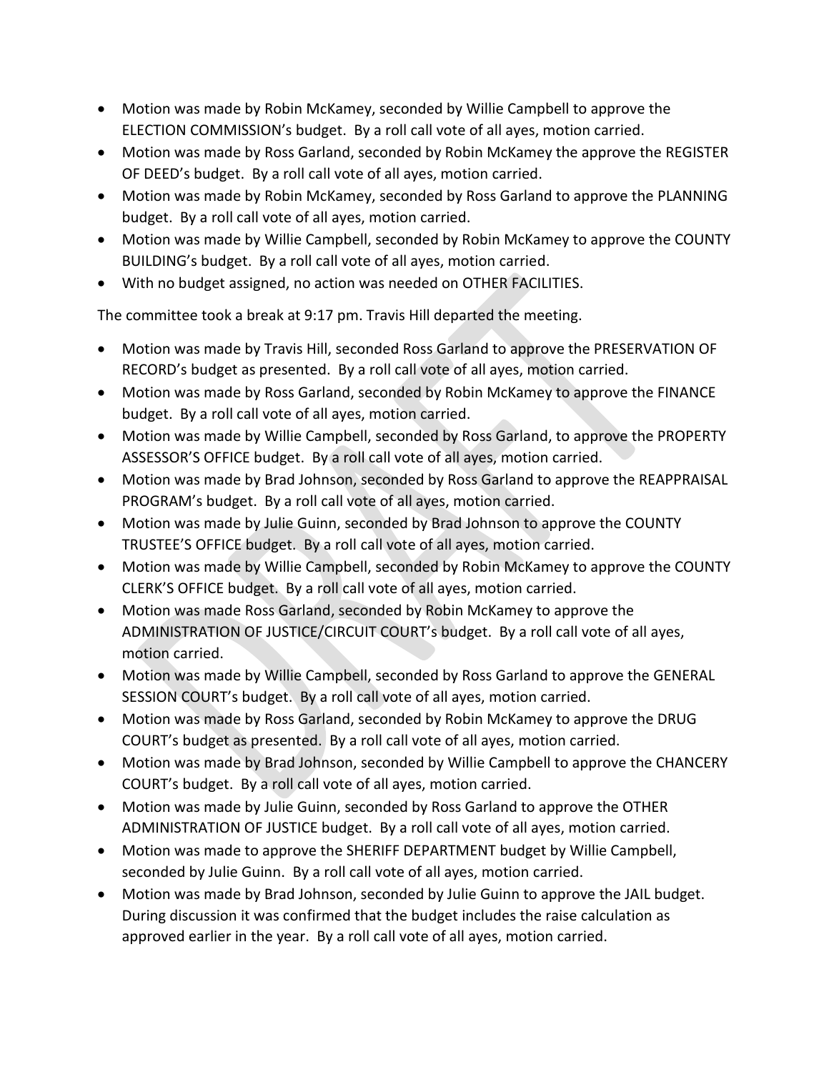- Motion was made by Robin McKamey, seconded by Willie Campbell to approve the ELECTION COMMISSION's budget. By a roll call vote of all ayes, motion carried.
- Motion was made by Ross Garland, seconded by Robin McKamey the approve the REGISTER OF DEED's budget. By a roll call vote of all ayes, motion carried.
- Motion was made by Robin McKamey, seconded by Ross Garland to approve the PLANNING budget. By a roll call vote of all ayes, motion carried.
- Motion was made by Willie Campbell, seconded by Robin McKamey to approve the COUNTY BUILDING's budget. By a roll call vote of all ayes, motion carried.
- With no budget assigned, no action was needed on OTHER FACILITIES.

The committee took a break at 9:17 pm. Travis Hill departed the meeting.

- Motion was made by Travis Hill, seconded Ross Garland to approve the PRESERVATION OF RECORD's budget as presented. By a roll call vote of all ayes, motion carried.
- Motion was made by Ross Garland, seconded by Robin McKamey to approve the FINANCE budget. By a roll call vote of all ayes, motion carried.
- Motion was made by Willie Campbell, seconded by Ross Garland, to approve the PROPERTY ASSESSOR'S OFFICE budget. By a roll call vote of all ayes, motion carried.
- Motion was made by Brad Johnson, seconded by Ross Garland to approve the REAPPRAISAL PROGRAM's budget. By a roll call vote of all ayes, motion carried.
- Motion was made by Julie Guinn, seconded by Brad Johnson to approve the COUNTY TRUSTEE'S OFFICE budget. By a roll call vote of all ayes, motion carried.
- Motion was made by Willie Campbell, seconded by Robin McKamey to approve the COUNTY CLERK'S OFFICE budget. By a roll call vote of all ayes, motion carried.
- Motion was made Ross Garland, seconded by Robin McKamey to approve the ADMINISTRATION OF JUSTICE/CIRCUIT COURT's budget. By a roll call vote of all ayes, motion carried.
- Motion was made by Willie Campbell, seconded by Ross Garland to approve the GENERAL SESSION COURT's budget. By a roll call vote of all ayes, motion carried.
- Motion was made by Ross Garland, seconded by Robin McKamey to approve the DRUG COURT's budget as presented. By a roll call vote of all ayes, motion carried.
- Motion was made by Brad Johnson, seconded by Willie Campbell to approve the CHANCERY COURT's budget. By a roll call vote of all ayes, motion carried.
- Motion was made by Julie Guinn, seconded by Ross Garland to approve the OTHER ADMINISTRATION OF JUSTICE budget. By a roll call vote of all ayes, motion carried.
- Motion was made to approve the SHERIFF DEPARTMENT budget by Willie Campbell, seconded by Julie Guinn. By a roll call vote of all ayes, motion carried.
- Motion was made by Brad Johnson, seconded by Julie Guinn to approve the JAIL budget. During discussion it was confirmed that the budget includes the raise calculation as approved earlier in the year. By a roll call vote of all ayes, motion carried.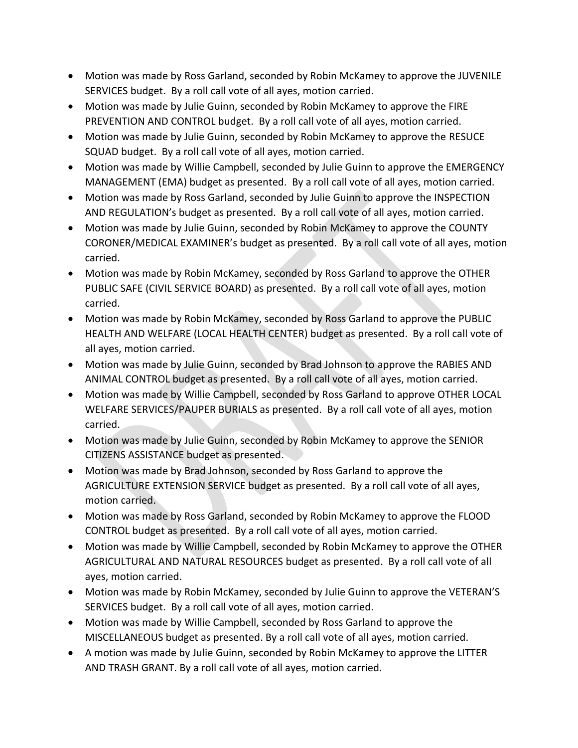- Motion was made by Ross Garland, seconded by Robin McKamey to approve the JUVENILE SERVICES budget. By a roll call vote of all ayes, motion carried.
- Motion was made by Julie Guinn, seconded by Robin McKamey to approve the FIRE PREVENTION AND CONTROL budget. By a roll call vote of all ayes, motion carried.
- Motion was made by Julie Guinn, seconded by Robin McKamey to approve the RESUCE SQUAD budget. By a roll call vote of all ayes, motion carried.
- Motion was made by Willie Campbell, seconded by Julie Guinn to approve the EMERGENCY MANAGEMENT (EMA) budget as presented. By a roll call vote of all ayes, motion carried.
- Motion was made by Ross Garland, seconded by Julie Guinn to approve the INSPECTION AND REGULATION's budget as presented. By a roll call vote of all ayes, motion carried.
- Motion was made by Julie Guinn, seconded by Robin McKamey to approve the COUNTY CORONER/MEDICAL EXAMINER's budget as presented. By a roll call vote of all ayes, motion carried.
- Motion was made by Robin McKamey, seconded by Ross Garland to approve the OTHER PUBLIC SAFE (CIVIL SERVICE BOARD) as presented. By a roll call vote of all ayes, motion carried.
- Motion was made by Robin McKamey, seconded by Ross Garland to approve the PUBLIC HEALTH AND WELFARE (LOCAL HEALTH CENTER) budget as presented. By a roll call vote of all ayes, motion carried.
- Motion was made by Julie Guinn, seconded by Brad Johnson to approve the RABIES AND ANIMAL CONTROL budget as presented. By a roll call vote of all ayes, motion carried.
- Motion was made by Willie Campbell, seconded by Ross Garland to approve OTHER LOCAL WELFARE SERVICES/PAUPER BURIALS as presented. By a roll call vote of all ayes, motion carried.
- Motion was made by Julie Guinn, seconded by Robin McKamey to approve the SENIOR CITIZENS ASSISTANCE budget as presented.
- Motion was made by Brad Johnson, seconded by Ross Garland to approve the AGRICULTURE EXTENSION SERVICE budget as presented. By a roll call vote of all ayes, motion carried.
- Motion was made by Ross Garland, seconded by Robin McKamey to approve the FLOOD CONTROL budget as presented. By a roll call vote of all ayes, motion carried.
- Motion was made by Willie Campbell, seconded by Robin McKamey to approve the OTHER AGRICULTURAL AND NATURAL RESOURCES budget as presented. By a roll call vote of all ayes, motion carried.
- Motion was made by Robin McKamey, seconded by Julie Guinn to approve the VETERAN'S SERVICES budget. By a roll call vote of all ayes, motion carried.
- Motion was made by Willie Campbell, seconded by Ross Garland to approve the MISCELLANEOUS budget as presented. By a roll call vote of all ayes, motion carried.
- A motion was made by Julie Guinn, seconded by Robin McKamey to approve the LITTER AND TRASH GRANT. By a roll call vote of all ayes, motion carried.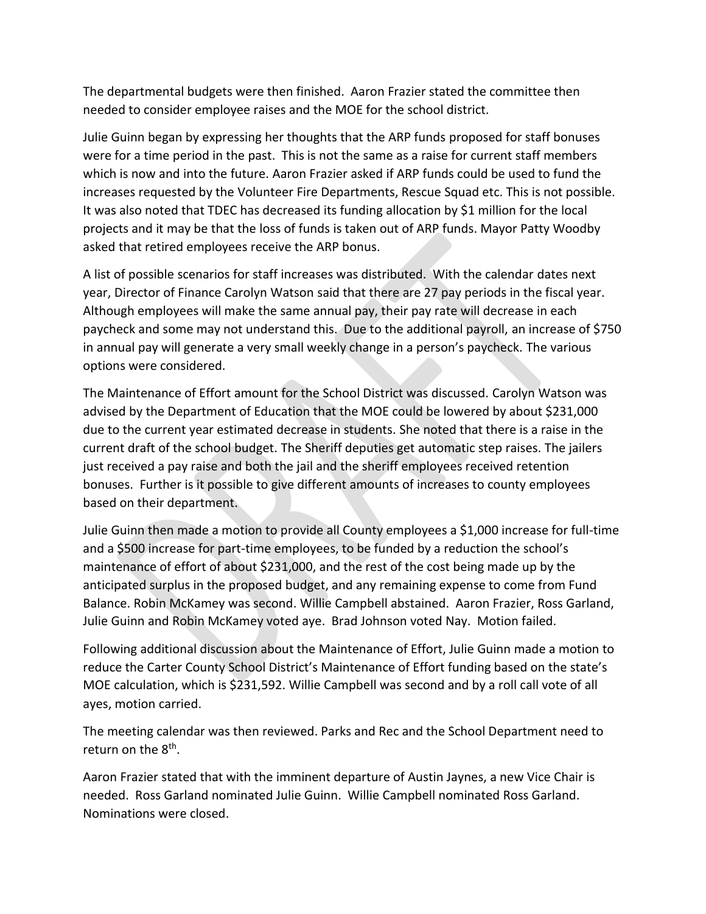The departmental budgets were then finished. Aaron Frazier stated the committee then needed to consider employee raises and the MOE for the school district.

Julie Guinn began by expressing her thoughts that the ARP funds proposed for staff bonuses were for a time period in the past. This is not the same as a raise for current staff members which is now and into the future. Aaron Frazier asked if ARP funds could be used to fund the increases requested by the Volunteer Fire Departments, Rescue Squad etc. This is not possible. It was also noted that TDEC has decreased its funding allocation by $1 million for the local projects and it may be that the loss of funds is taken out of ARP funds. Mayor Patty Woodby asked that retired employees receive the ARP bonus.

A list of possible scenarios for staff increases was distributed. With the calendar dates next year, Director of Finance Carolyn Watson said that there are 27 pay periods in the fiscal year. Although employees will make the same annual pay, their pay rate will decrease in each paycheck and some may not understand this. Due to the additional payroll, an increase of $750 in annual pay will generate a very small weekly change in a person's paycheck. The various options were considered.

The Maintenance of Effort amount for the School District was discussed. Carolyn Watson was advised by the Department of Education that the MOE could be lowered by about $231,000 due to the current year estimated decrease in students. She noted that there is a raise in the current draft of the school budget. The Sheriff deputies get automatic step raises. The jailers just received a pay raise and both the jail and the sheriff employees received retention bonuses. Further is it possible to give different amounts of increases to county employees based on their department.

Julie Guinn then made a motion to provide all County employees a $1,000 increase for full-time and a $500 increase for part-time employees, to be funded by a reduction the school's maintenance of effort of about $231,000, and the rest of the cost being made up by the anticipated surplus in the proposed budget, and any remaining expense to come from Fund Balance. Robin McKamey was second. Willie Campbell abstained. Aaron Frazier, Ross Garland, Julie Guinn and Robin McKamey voted aye. Brad Johnson voted Nay. Motion failed.

Following additional discussion about the Maintenance of Effort, Julie Guinn made a motion to reduce the Carter County School District's Maintenance of Effort funding based on the state's MOE calculation, which is $231,592. Willie Campbell was second and by a roll call vote of all ayes, motion carried.

The meeting calendar was then reviewed. Parks and Rec and the School Department need to return on the 8th.

Aaron Frazier stated that with the imminent departure of Austin Jaynes, a new Vice Chair is needed. Ross Garland nominated Julie Guinn. Willie Campbell nominated Ross Garland. Nominations were closed.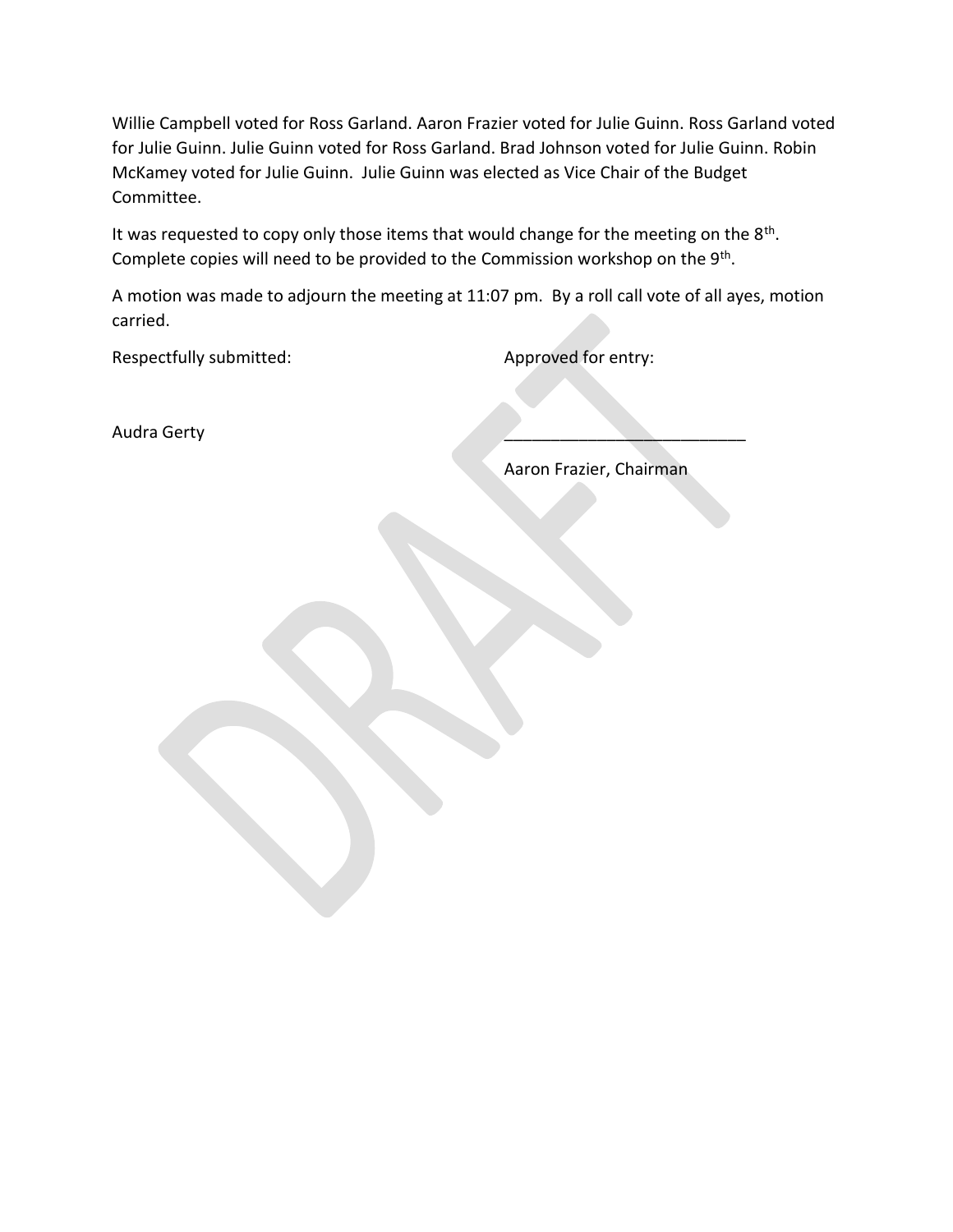Willie Campbell voted for Ross Garland. Aaron Frazier voted for Julie Guinn. Ross Garland voted for Julie Guinn. Julie Guinn voted for Ross Garland. Brad Johnson voted for Julie Guinn. Robin McKamey voted for Julie Guinn. Julie Guinn was elected as Vice Chair of the Budget Committee.

It was requested to copy only those items that would change for the meeting on the 8th. Complete copies will need to be provided to the Commission workshop on the 9th.

A motion was made to adjourn the meeting at 11:07 pm. By a roll call vote of all ayes, motion carried.

Respectfully submitted:

Audra Gerty

Approved for entry:

___________________________

Aaron Frazier, Chairman

DRAFT